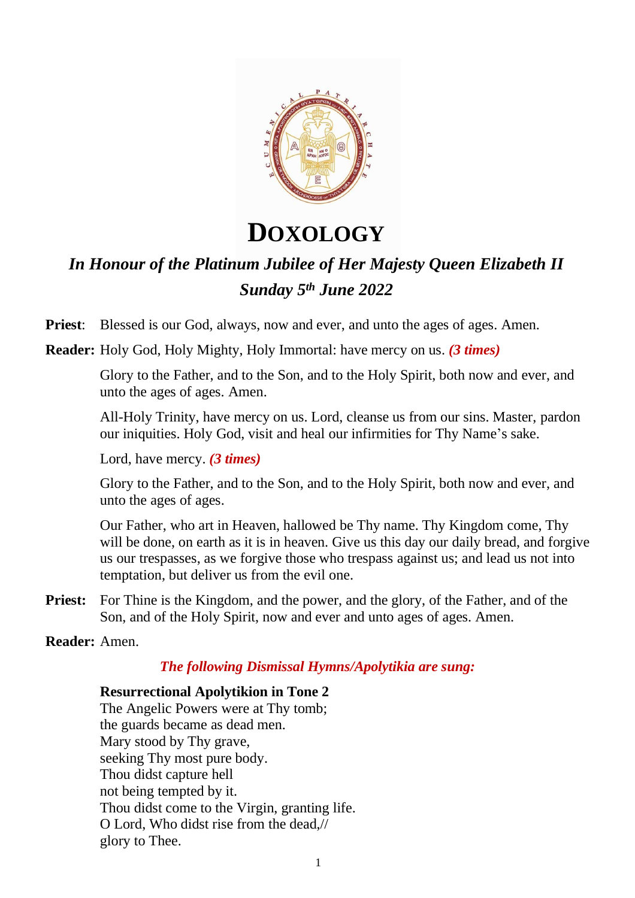# DOXOLOGY

## *In Honour of the Platinum Jubilee of Her Majesty Queen Elizabeth II*
## *Sunday 5th June 2022*

**Priest**: Blessed is our God, always, now and ever, and unto the ages of ages. Amen.

**Reader:** Holy God, Holy Mighty, Holy Immortal: have mercy on us. ***(3 times)***

Glory to the Father, and to the Son, and to the Holy Spirit, both now and ever, and unto the ages of ages. Amen.

All-Holy Trinity, have mercy on us. Lord, cleanse us from our sins. Master, pardon our iniquities. Holy God, visit and heal our infirmities for Thy Name's sake.

Lord, have mercy. ***(3 times)***

Glory to the Father, and to the Son, and to the Holy Spirit, both now and ever, and unto the ages of ages.

Our Father, who art in Heaven, hallowed be Thy name. Thy Kingdom come, Thy will be done, on earth as it is in heaven. Give us this day our daily bread, and forgive us our trespasses, as we forgive those who trespass against us; and lead us not into temptation, but deliver us from the evil one.

**Priest:** For Thine is the Kingdom, and the power, and the glory, of the Father, and of the Son, and of the Holy Spirit, now and ever and unto ages of ages. Amen.

**Reader:** Amen.

***The following Dismissal Hymns/Apolytikia are sung:***

**Resurrectional Apolytikion in Tone 2**
The Angelic Powers were at Thy tomb;
the guards became as dead men.
Mary stood by Thy grave,
seeking Thy most pure body.
Thou didst capture hell
not being tempted by it.
Thou didst come to the Virgin, granting life.
O Lord, Who didst rise from the dead,//
glory to Thee.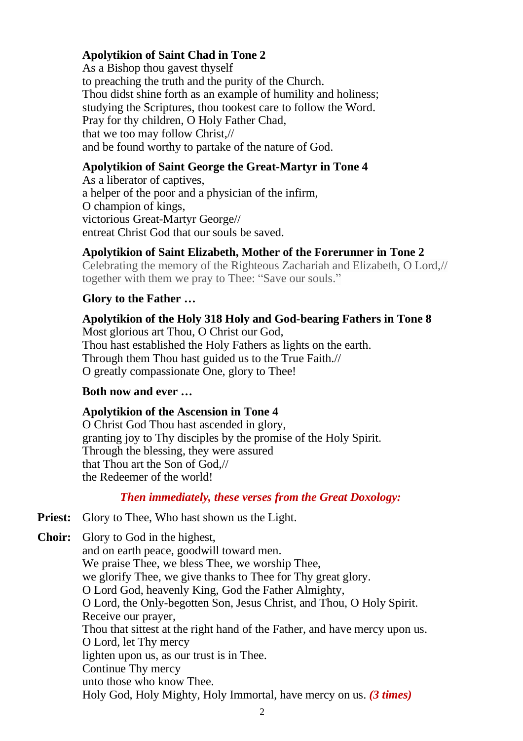**Apolytikion of Saint Chad in Tone 2**
As a Bishop thou gavest thyself
to preaching the truth and the purity of the Church.
Thou didst shine forth as an example of humility and holiness;
studying the Scriptures, thou tookest care to follow the Word.
Pray for thy children, O Holy Father Chad,
that we too may follow Christ,//
and be found worthy to partake of the nature of God.

**Apolytikion of Saint George the Great-Martyr in Tone 4**
As a liberator of captives,
a helper of the poor and a physician of the infirm,
O champion of kings,
victorious Great-Martyr George//
entreat Christ God that our souls be saved.

**Apolytikion of Saint Elizabeth, Mother of the Forerunner in Tone 2**
Celebrating the memory of the Righteous Zachariah and Elizabeth, O Lord,//
together with them we pray to Thee: "Save our souls."

**Glory to the Father …**

**Apolytikion of the Holy 318 Holy and God-bearing Fathers in Tone 8**
Most glorious art Thou, O Christ our God,
Thou hast established the Holy Fathers as lights on the earth.
Through them Thou hast guided us to the True Faith.//
O greatly compassionate One, glory to Thee!

**Both now and ever …**

**Apolytikion of the Ascension in Tone 4**
O Christ God Thou hast ascended in glory,
granting joy to Thy disciples by the promise of the Holy Spirit.
Through the blessing, they were assured
that Thou art the Son of God,//
the Redeemer of the world!

***Then immediately, these verses from the Great Doxology:***

**Priest:** Glory to Thee, Who hast shown us the Light.

**Choir:** Glory to God in the highest,
and on earth peace, goodwill toward men.
We praise Thee, we bless Thee, we worship Thee,
we glorify Thee, we give thanks to Thee for Thy great glory.
O Lord God, heavenly King, God the Father Almighty,
O Lord, the Only-begotten Son, Jesus Christ, and Thou, O Holy Spirit.
Receive our prayer,
Thou that sittest at the right hand of the Father, and have mercy upon us.
O Lord, let Thy mercy
lighten upon us, as our trust is in Thee.
Continue Thy mercy
unto those who know Thee.
Holy God, Holy Mighty, Holy Immortal, have mercy on us. ***(3 times)***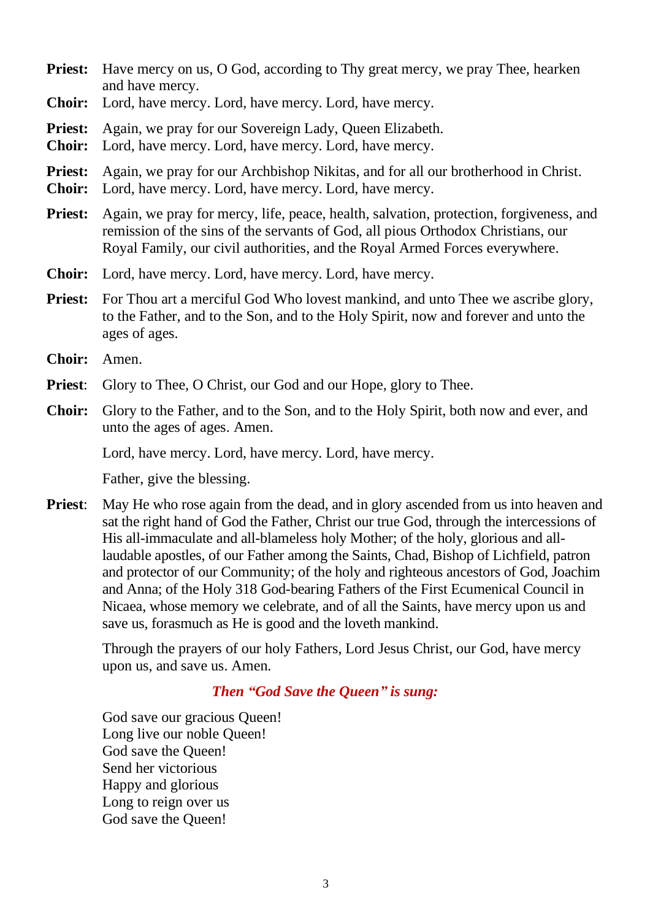**Priest:** Have mercy on us, O God, according to Thy great mercy, we pray Thee, hearken and have mercy.

**Choir:** Lord, have mercy. Lord, have mercy. Lord, have mercy.

**Priest:** Again, we pray for our Sovereign Lady, Queen Elizabeth.

**Choir:** Lord, have mercy. Lord, have mercy. Lord, have mercy.

**Priest:** Again, we pray for our Archbishop Nikitas, and for all our brotherhood in Christ.

**Choir:** Lord, have mercy. Lord, have mercy. Lord, have mercy.

**Priest:** Again, we pray for mercy, life, peace, health, salvation, protection, forgiveness, and remission of the sins of the servants of God, all pious Orthodox Christians, our Royal Family, our civil authorities, and the Royal Armed Forces everywhere.

**Choir:** Lord, have mercy. Lord, have mercy. Lord, have mercy.

**Priest:** For Thou art a merciful God Who lovest mankind, and unto Thee we ascribe glory, to the Father, and to the Son, and to the Holy Spirit, now and forever and unto the ages of ages.

**Choir:** Amen.

**Priest**: Glory to Thee, O Christ, our God and our Hope, glory to Thee.

**Choir:** Glory to the Father, and to the Son, and to the Holy Spirit, both now and ever, and unto the ages of ages. Amen.

Lord, have mercy. Lord, have mercy. Lord, have mercy.

Father, give the blessing.

**Priest**: May He who rose again from the dead, and in glory ascended from us into heaven and sat the right hand of God the Father, Christ our true God, through the intercessions of His all-immaculate and all-blameless holy Mother; of the holy, glorious and all-laudable apostles, of our Father among the Saints, Chad, Bishop of Lichfield, patron and protector of our Community; of the holy and righteous ancestors of God, Joachim and Anna; of the Holy 318 God-bearing Fathers of the First Ecumenical Council in Nicaea, whose memory we celebrate, and of all the Saints, have mercy upon us and save us, forasmuch as He is good and the loveth mankind.

Through the prayers of our holy Fathers, Lord Jesus Christ, our God, have mercy upon us, and save us. Amen.

***Then "God Save the Queen" is sung:***

God save our gracious Queen!  
Long live our noble Queen!  
God save the Queen!  
Send her victorious  
Happy and glorious  
Long to reign over us  
God save the Queen!